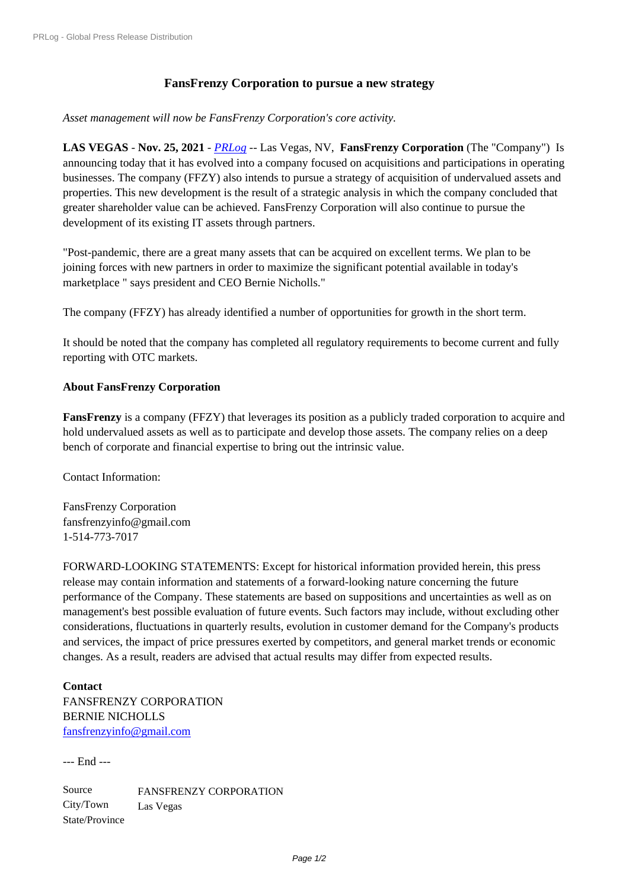# FansFrenzy Corporation to pursue a new strategy

*Asset management will now be FansFrenzy Corporation's core activity.*

**LAS VEGAS** - **Nov. 25, 2021** - *PRLog* -- Las Vegas, NV, **FansFrenzy Corporation** (The "Company") Is announcing today that it has evolved into a company focused on acquisitions and participations in operating businesses. The company (FFZY) also intends to pursue a strategy of acquisition of undervalued assets and properties. This new development is the result of a strategic analysis in which the company concluded that greater shareholder value can be achieved. FansFrenzy Corporation will also continue to pursue the development of its existing IT assets through partners.

"Post-pandemic, there are a great many assets that can be acquired on excellent terms. We plan to be joining forces with new partners in order to maximize the significant potential available in today's marketplace " says president and CEO Bernie Nicholls."

The company (FFZY) has already identified a number of opportunities for growth in the short term.

It should be noted that the company has completed all regulatory requirements to become current and fully reporting with OTC markets.

**About FansFrenzy Corporation**

**FansFrenzy** is a company (FFZY) that leverages its position as a publicly traded corporation to acquire and hold undervalued assets as well as to participate and develop those assets. The company relies on a deep bench of corporate and financial expertise to bring out the intrinsic value.

Contact Information:

FansFrenzy Corporation
fansfrenzyinfo@gmail.com
1-514-773-7017

FORWARD-LOOKING STATEMENTS: Except for historical information provided herein, this press release may contain information and statements of a forward-looking nature concerning the future performance of the Company. These statements are based on suppositions and uncertainties as well as on management's best possible evaluation of future events. Such factors may include, without excluding other considerations, fluctuations in quarterly results, evolution in customer demand for the Company's products and services, the impact of price pressures exerted by competitors, and general market trends or economic changes. As a result, readers are advised that actual results may differ from expected results.

**Contact**
FANSFRENZY CORPORATION
BERNIE NICHOLLS
fansfrenzyinfo@gmail.com

--- End ---

| | |
|---|---|
| Source | FANSFRENZY CORPORATION |
| City/Town | Las Vegas |
| State/Province | |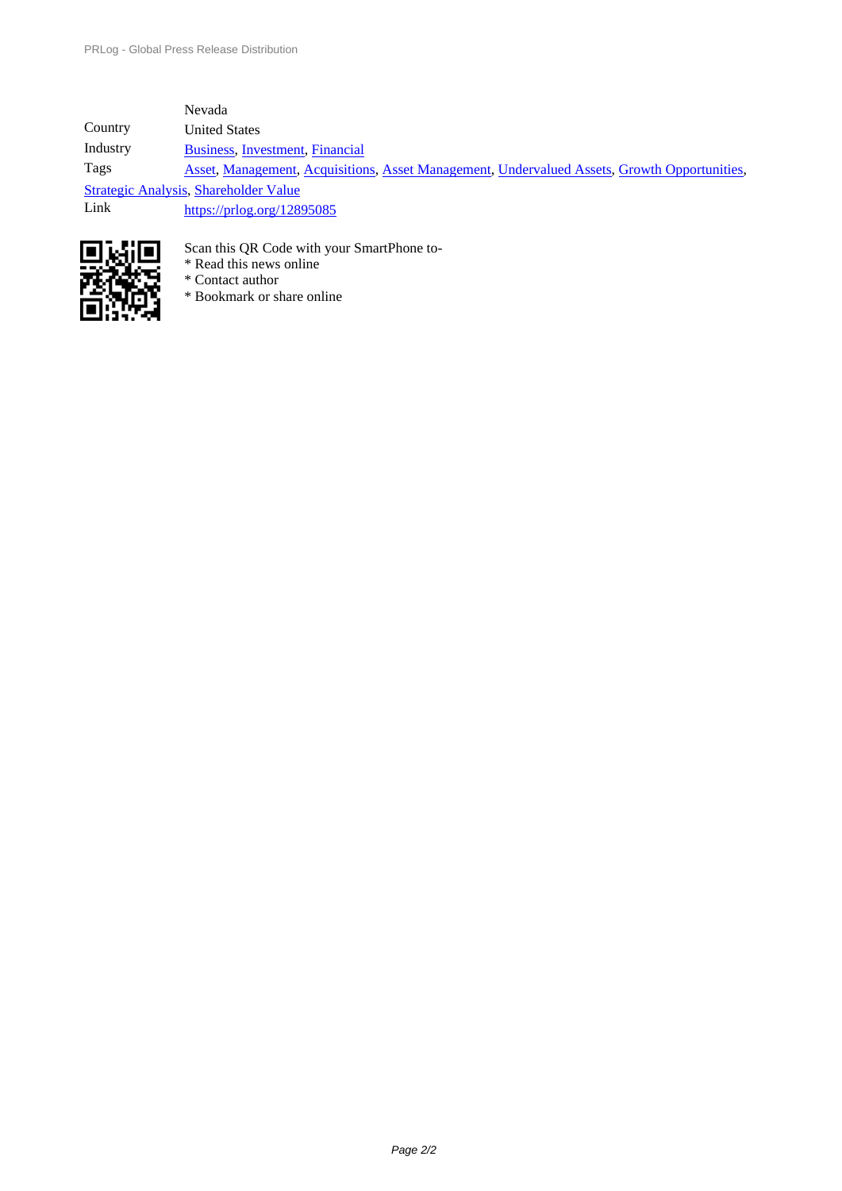| | |
|---|---|
| | Nevada |
| Country | United States |
| Industry | Business, Investment, Financial |
| Tags | Asset, Management, Acquisitions, Asset Management, Undervalued Assets, Growth Opportunities, Strategic Analysis, Shareholder Value |
| Link | https://prlog.org/12895085 |

Scan this QR Code with your SmartPhone to-
* Read this news online
* Contact author
* Bookmark or share online